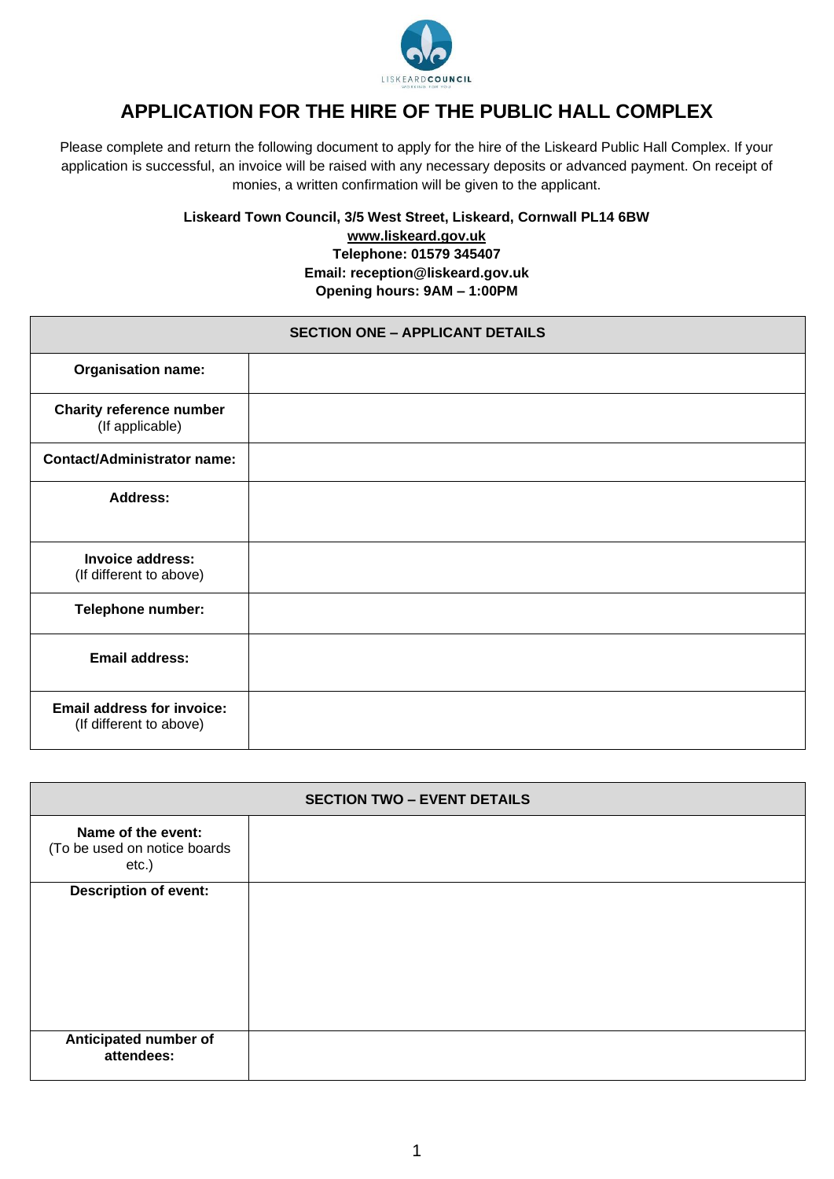# APPLICATION FOR THE HIRE OF THE PUBLIC HALL COMPLEX

Please complete and return the following document to apply for the hire of the Liskeard Public Hall Complex. If your application is successful, an invoice will be raised with any necessary deposits or advanced payment. On receipt of monies, a written confirmation will be given to the applicant.

**Liskeard Town Council, 3/5 West Street, Liskeard, Cornwall PL14 6BW**
**www.liskeard.gov.uk**
**Telephone: 01579 345407**
**Email: reception@liskeard.gov.uk**
**Opening hours: 9AM – 1:00PM**

| SECTION ONE – APPLICANT DETAILS | |
|---|---|
| **Organisation name:** | |
| **Charity reference number** (If applicable) | |
| **Contact/Administrator name:** | |
| **Address:** | |
| **Invoice address:** (If different to above) | |
| **Telephone number:** | |
| **Email address:** | |
| **Email address for invoice:** (If different to above) | |

| SECTION TWO – EVENT DETAILS | |
|---|---|
| **Name of the event:** (To be used on notice boards etc.) | |
| **Description of event:** | |
| **Anticipated number of attendees:** | |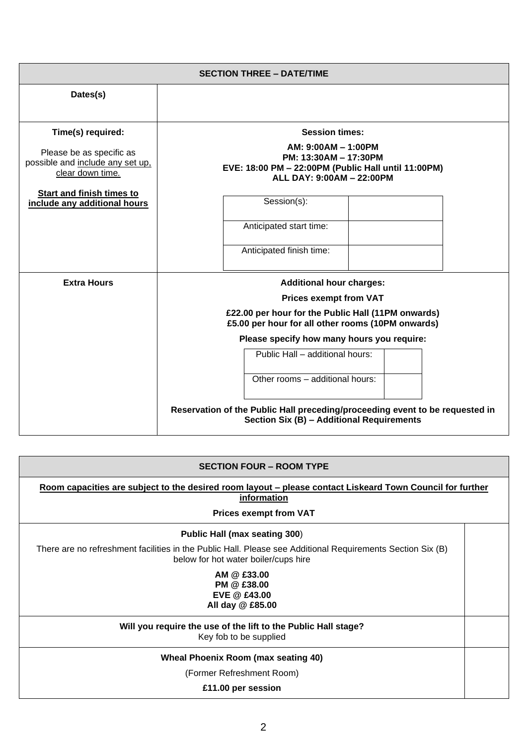| SECTION THREE – DATE/TIME | |
|---|---|
| **Dates(s)** | |
| **Time(s) required:**<br><br>Please be as specific as possible and <u>include any set up, clear down time.</u><br><br>**<u>Start and finish times to include any additional hours</u>** | **Session times:**<br><br>**AM: 9:00AM – 1:00PM**<br>**PM: 13:30AM – 17:30PM**<br>**EVE: 18:00 PM – 22:00PM (Public Hall until 11:00PM)**<br>**ALL DAY: 9:00AM – 22:00PM**<br><br>Session(s): \_\_\_\_<br>Anticipated start time: \_\_\_\_<br>Anticipated finish time: \_\_\_\_ |
| **Extra Hours** | **Additional hour charges:**<br><br>**Prices exempt from VAT**<br><br>**£22.00 per hour for the Public Hall (11PM onwards)**<br>**£5.00 per hour for all other rooms (10PM onwards)**<br><br>**Please specify how many hours you require:**<br><br>Public Hall – additional hours: \_\_\_\_<br>Other rooms – additional hours: \_\_\_\_<br><br>**Reservation of the Public Hall preceding/proceeding event to be requested in Section Six (B) – Additional Requirements** |

| SECTION FOUR – ROOM TYPE | |
|---|---|
| **<u>Room capacities are subject to the desired room layout – please contact Liskeard Town Council for further information</u>**<br><br>**Prices exempt from VAT** | |
| **Public Hall (max seating 300**)<br><br>There are no refreshment facilities in the Public Hall. Please see Additional Requirements Section Six (B) below for hot water boiler/cups hire<br><br>**AM @ £33.00**<br>**PM @ £38.00**<br>**EVE @ £43.00**<br>**All day @ £85.00** | |
| **Will you require the use of the lift to the Public Hall stage?**<br>Key fob to be supplied | |
| **Wheal Phoenix Room (max seating 40)**<br><br>(Former Refreshment Room)<br><br>**£11.00 per session** | |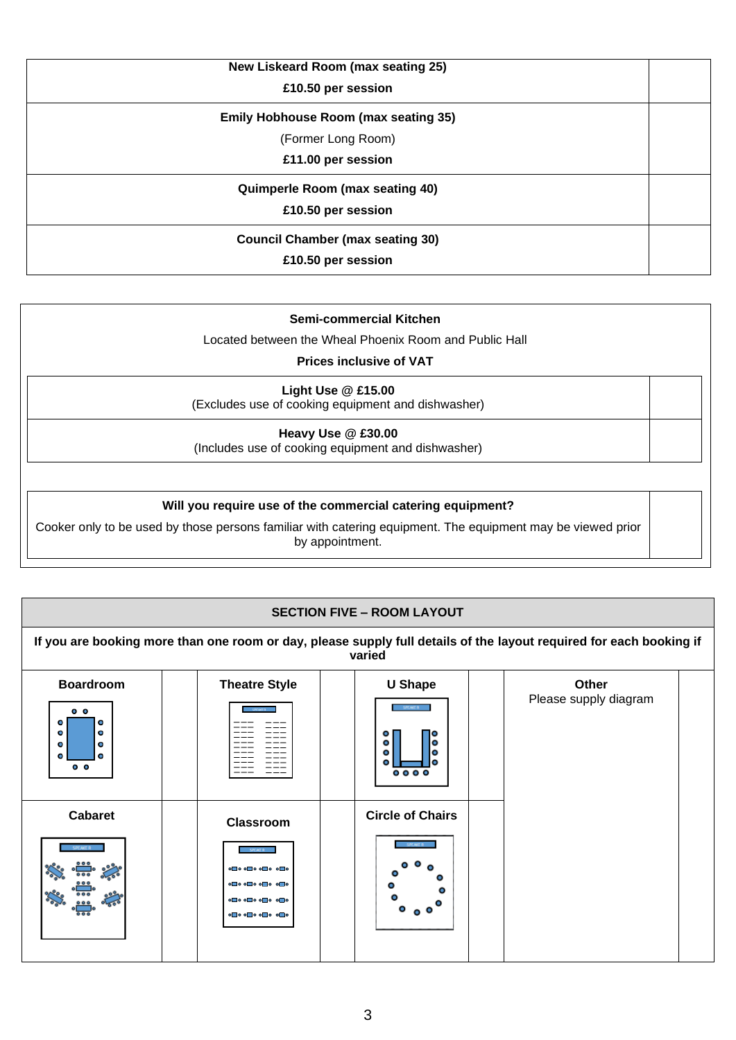| Room | |
|---|---|
| **New Liskeard Room (max seating 25)**<br>**£10.50 per session** | |
| **Emily Hobhouse Room (max seating 35)**<br>(Former Long Room)<br>**£11.00 per session** | |
| **Quimperle Room (max seating 40)**<br>**£10.50 per session** | |
| **Council Chamber (max seating 30)**<br>**£10.50 per session** | |

**Semi-commercial Kitchen**

Located between the Wheal Phoenix Room and Public Hall

**Prices inclusive of VAT**

| Option | |
|---|---|
| **Light Use @ £15.00**<br>(Excludes use of cooking equipment and dishwasher) | |
| **Heavy Use @ £30.00**<br>(Includes use of cooking equipment and dishwasher) | |

| Question | |
|---|---|
| **Will you require use of the commercial catering equipment?**<br>Cooker only to be used by those persons familiar with catering equipment. The equipment may be viewed prior by appointment. | |

## SECTION FIVE – ROOM LAYOUT

**If you are booking more than one room or day, please supply full details of the layout required for each booking if varied**

| Layout | | Layout | | Layout | | Layout | |
|---|---|---|---|---|---|---|---|
| **Boardroom** | | **Theatre Style** | | **U Shape** | | **Other**<br>Please supply diagram | |
| **Cabaret** | | **Classroom** | | **Circle of Chairs** | | | |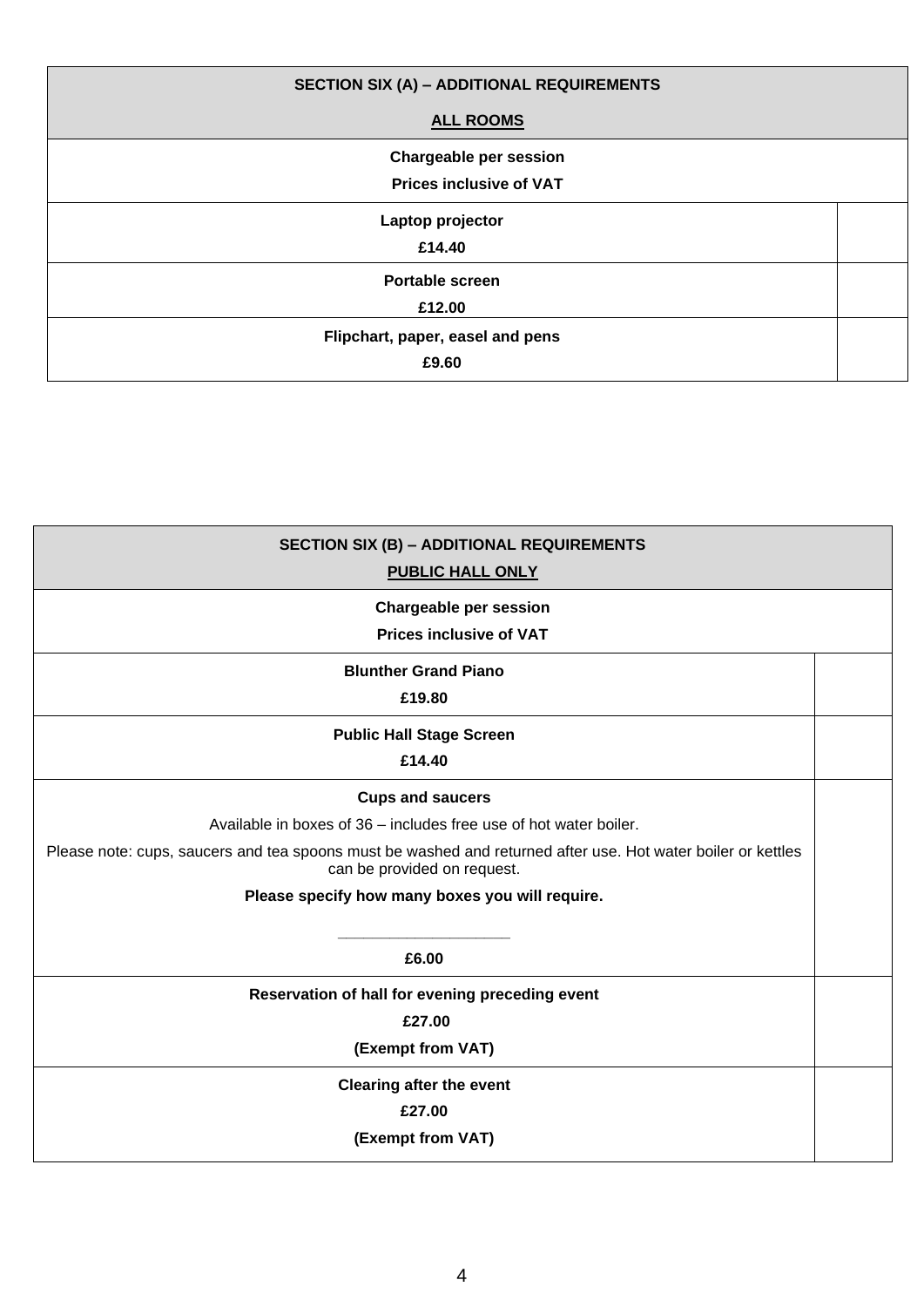| **SECTION SIX (A) – ADDITIONAL REQUIREMENTS**<br>**ALL ROOMS** | |
|---|---|
| **Chargeable per session**<br>**Prices inclusive of VAT** | |
| **Laptop projector**<br>**£14.40** | |
| **Portable screen**<br>**£12.00** | |
| **Flipchart, paper, easel and pens**<br>**£9.60** | |

| **SECTION SIX (B) – ADDITIONAL REQUIREMENTS**<br>**PUBLIC HALL ONLY** | |
|---|---|
| **Chargeable per session**<br>**Prices inclusive of VAT** | |
| **Blunther Grand Piano**<br>**£19.80** | |
| **Public Hall Stage Screen**<br>**£14.40** | |
| **Cups and saucers**<br>Available in boxes of 36 – includes free use of hot water boiler.<br>Please note: cups, saucers and tea spoons must be washed and returned after use. Hot water boiler or kettles can be provided on request.<br>**Please specify how many boxes you will require.**<br>____________________<br>**£6.00** | |
| **Reservation of hall for evening preceding event**<br>**£27.00**<br>**(Exempt from VAT)** | |
| **Clearing after the event**<br>**£27.00**<br>**(Exempt from VAT)** | |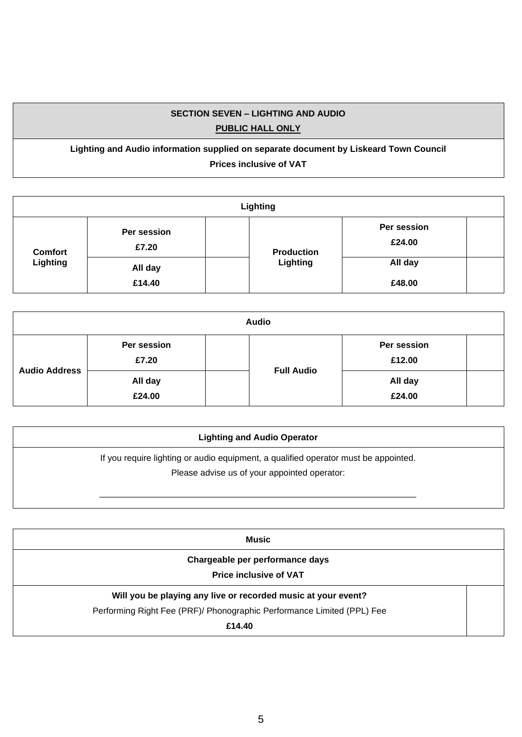## SECTION SEVEN – LIGHTING AND AUDIO

**PUBLIC HALL ONLY**

**Lighting and Audio information supplied on separate document by Liskeard Town Council**

**Prices inclusive of VAT**

| Lighting | | | | | |
|---|---|---|---|---|---|
| **Comfort Lighting** | **Per session £7.20** | | **Production Lighting** | **Per session £24.00** | |
| | **All day £14.40** | | | **All day £48.00** | |

| Audio | | | | | |
|---|---|---|---|---|---|
| **Audio Address** | **Per session £7.20** | | **Full Audio** | **Per session £12.00** | |
| | **All day £24.00** | | | **All day £24.00** | |

**Lighting and Audio Operator**

If you require lighting or audio equipment, a qualified operator must be appointed.

Please advise us of your appointed operator:

_______________________________________________________________

**Music**

**Chargeable per performance days**

**Price inclusive of VAT**

| | |
|---|---|
| **Will you be playing any live or recorded music at your event?**<br>Performing Right Fee (PRF)/ Phonographic Performance Limited (PPL) Fee<br>**£14.40** | |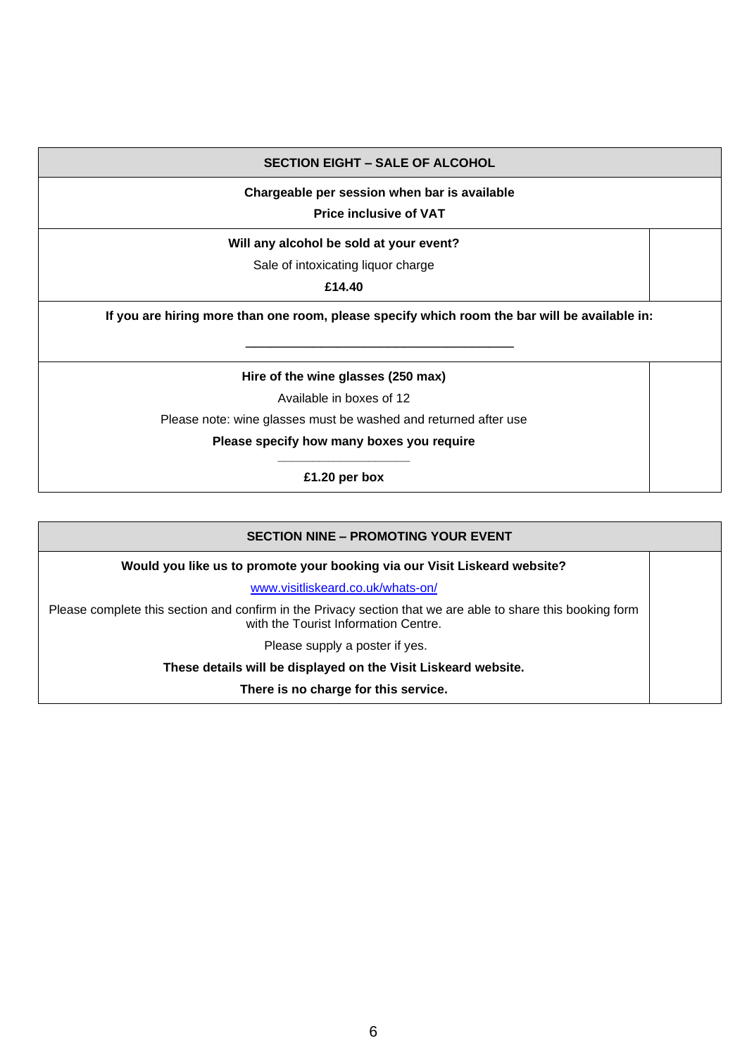| SECTION EIGHT – SALE OF ALCOHOL | |
|---|---|
| **Chargeable per session when bar is available**<br>**Price inclusive of VAT** | |
| **Will any alcohol be sold at your event?**<br>Sale of intoxicating liquor charge<br>**£14.40** | |
| **If you are hiring more than one room, please specify which room the bar will be available in:**<br>\_\_\_\_\_\_\_\_\_\_\_\_\_\_\_\_\_\_\_\_\_\_\_\_\_\_\_\_\_\_\_\_\_\_\_\_\_\_ | |
| **Hire of the wine glasses (250 max)**<br>Available in boxes of 12<br>Please note: wine glasses must be washed and returned after use<br>**Please specify how many boxes you require**<br>\_\_\_\_\_\_\_\_\_\_\_\_\_\_\_\_\_\_\_\_<br>**£1.20 per box** | |

| SECTION NINE – PROMOTING YOUR EVENT | |
|---|---|
| **Would you like us to promote your booking via our Visit Liskeard website?**<br>www.visitliskeard.co.uk/whats-on/<br>Please complete this section and confirm in the Privacy section that we are able to share this booking form with the Tourist Information Centre.<br>Please supply a poster if yes.<br>**These details will be displayed on the Visit Liskeard website.**<br>**There is no charge for this service.** | |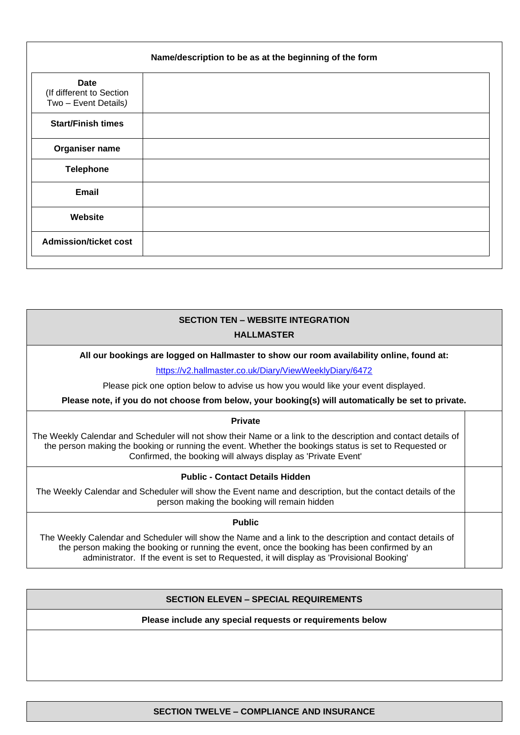**Name/description to be as at the beginning of the form**

| | |
|---|---|
| **Date** (If different to Section Two – Event Details) | |
| **Start/Finish times** | |
| **Organiser name** | |
| **Telephone** | |
| **Email** | |
| **Website** | |
| **Admission/ticket cost** | |

## SECTION TEN – WEBSITE INTEGRATION

### HALLMASTER

**All our bookings are logged on Hallmaster to show our room availability online, found at:**

https://v2.hallmaster.co.uk/Diary/ViewWeeklyDiary/6472

Please pick one option below to advise us how you would like your event displayed.

**Please note, if you do not choose from below, your booking(s) will automatically be set to private.**

| | |
|---|---|
| **Private**<br>The Weekly Calendar and Scheduler will not show their Name or a link to the description and contact details of the person making the booking or running the event. Whether the bookings status is set to Requested or Confirmed, the booking will always display as 'Private Event' | |
| **Public - Contact Details Hidden**<br>The Weekly Calendar and Scheduler will show the Event name and description, but the contact details of the person making the booking will remain hidden | |
| **Public**<br>The Weekly Calendar and Scheduler will show the Name and a link to the description and contact details of the person making the booking or running the event, once the booking has been confirmed by an administrator. If the event is set to Requested, it will display as 'Provisional Booking' | |

## SECTION ELEVEN – SPECIAL REQUIREMENTS

**Please include any special requests or requirements below**

## SECTION TWELVE – COMPLIANCE AND INSURANCE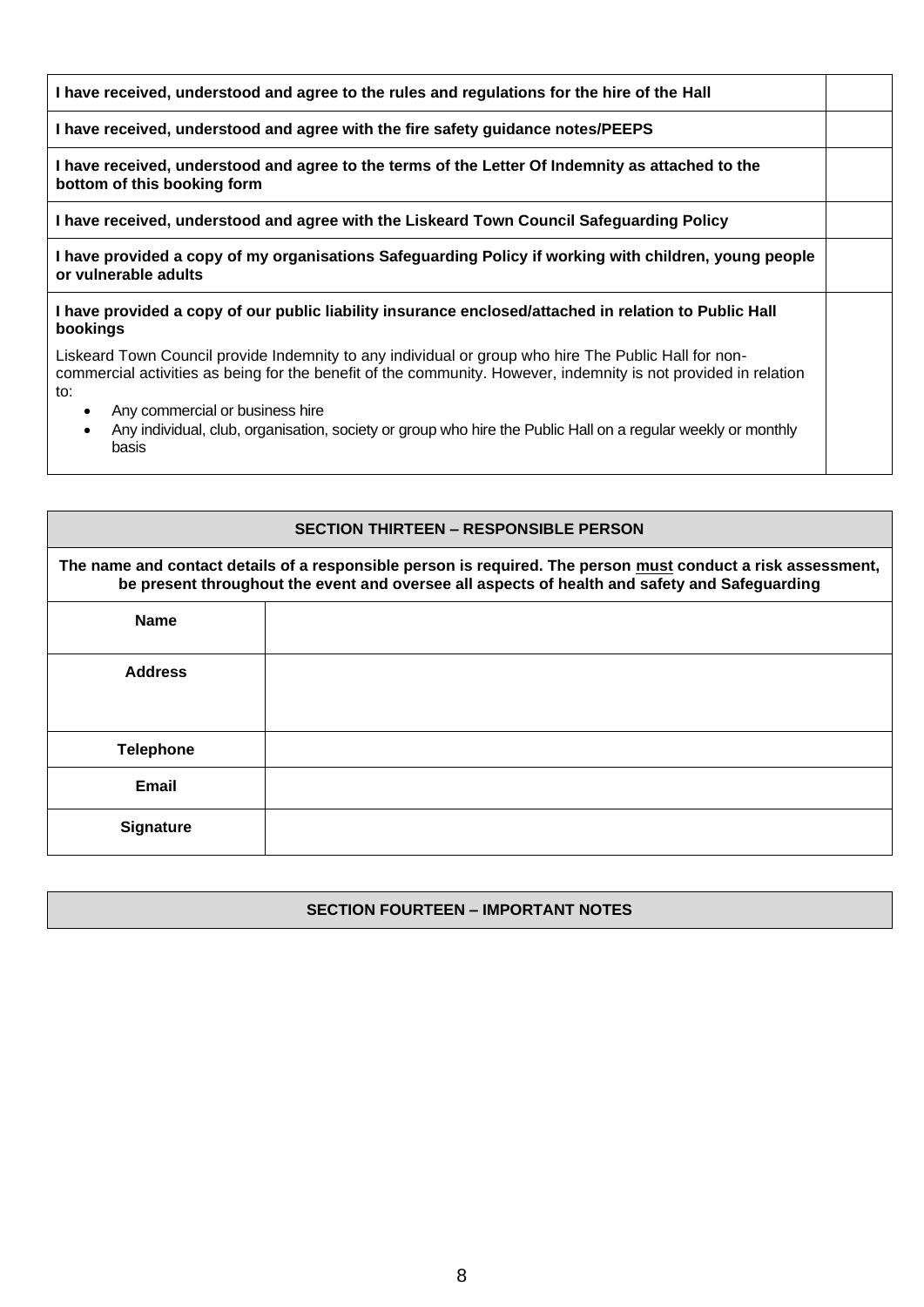| | |
|---|---|
| **I have received, understood and agree to the rules and regulations for the hire of the Hall** | |
| **I have received, understood and agree with the fire safety guidance notes/PEEPS** | |
| **I have received, understood and agree to the terms of the Letter Of Indemnity as attached to the bottom of this booking form** | |
| **I have received, understood and agree with the Liskeard Town Council Safeguarding Policy** | |
| **I have provided a copy of my organisations Safeguarding Policy if working with children, young people or vulnerable adults** | |
| **I have provided a copy of our public liability insurance enclosed/attached in relation to Public Hall bookings**<br><br>Liskeard Town Council provide Indemnity to any individual or group who hire The Public Hall for non-commercial activities as being for the benefit of the community. However, indemnity is not provided in relation to:<br>• Any commercial or business hire<br>• Any individual, club, organisation, society or group who hire the Public Hall on a regular weekly or monthly basis | |

## SECTION THIRTEEN – RESPONSIBLE PERSON

**The name and contact details of a responsible person is required. The person <u>must</u> conduct a risk assessment, be present throughout the event and oversee all aspects of health and safety and Safeguarding**

| | |
|---|---|
| **Name** | |
| **Address** | |
| **Telephone** | |
| **Email** | |
| **Signature** | |

## SECTION FOURTEEN – IMPORTANT NOTES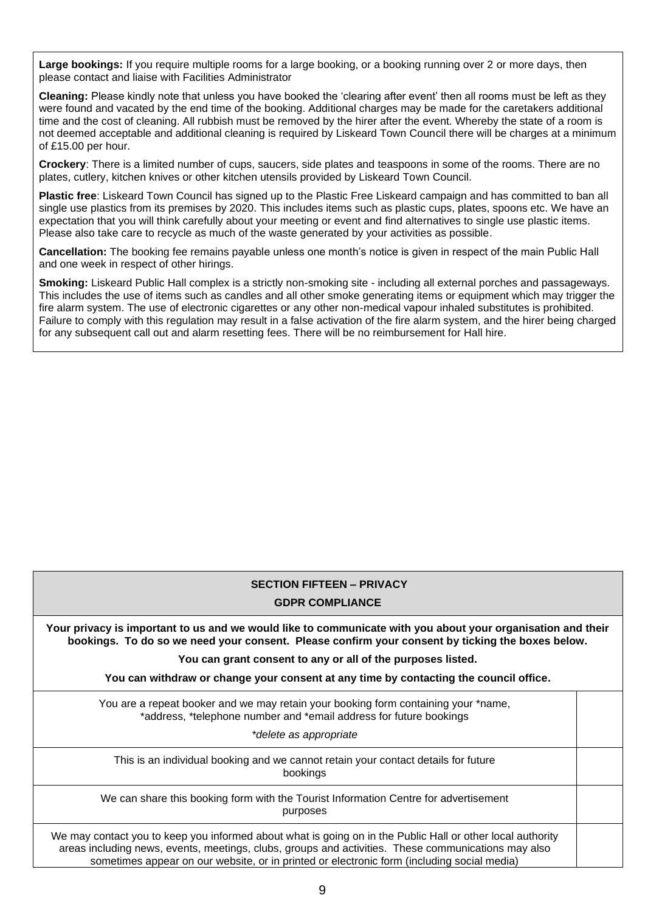**Large bookings:** If you require multiple rooms for a large booking, or a booking running over 2 or more days, then please contact and liaise with Facilities Administrator

**Cleaning:** Please kindly note that unless you have booked the 'clearing after event' then all rooms must be left as they were found and vacated by the end time of the booking. Additional charges may be made for the caretakers additional time and the cost of cleaning. All rubbish must be removed by the hirer after the event. Whereby the state of a room is not deemed acceptable and additional cleaning is required by Liskeard Town Council there will be charges at a minimum of £15.00 per hour.

**Crockery**: There is a limited number of cups, saucers, side plates and teaspoons in some of the rooms. There are no plates, cutlery, kitchen knives or other kitchen utensils provided by Liskeard Town Council.

**Plastic free**: Liskeard Town Council has signed up to the Plastic Free Liskeard campaign and has committed to ban all single use plastics from its premises by 2020. This includes items such as plastic cups, plates, spoons etc. We have an expectation that you will think carefully about your meeting or event and find alternatives to single use plastic items. Please also take care to recycle as much of the waste generated by your activities as possible.

**Cancellation:** The booking fee remains payable unless one month's notice is given in respect of the main Public Hall and one week in respect of other hirings.

**Smoking:** Liskeard Public Hall complex is a strictly non-smoking site - including all external porches and passageways. This includes the use of items such as candles and all other smoke generating items or equipment which may trigger the fire alarm system. The use of electronic cigarettes or any other non-medical vapour inhaled substitutes is prohibited. Failure to comply with this regulation may result in a false activation of the fire alarm system, and the hirer being charged for any subsequent call out and alarm resetting fees. There will be no reimbursement for Hall hire.

## SECTION FIFTEEN – PRIVACY

### GDPR COMPLIANCE

**Your privacy is important to us and we would like to communicate with you about your organisation and their bookings. To do so we need your consent. Please confirm your consent by ticking the boxes below.**

**You can grant consent to any or all of the purposes listed.**

**You can withdraw or change your consent at any time by contacting the council office.**

| Purpose | Consent |
|---|---|
| You are a repeat booker and we may retain your booking form containing your *name, *address, *telephone number and *email address for future bookings<br>*\*delete as appropriate* | |
| This is an individual booking and we cannot retain your contact details for future bookings | |
| We can share this booking form with the Tourist Information Centre for advertisement purposes | |
| We may contact you to keep you informed about what is going on in the Public Hall or other local authority areas including news, events, meetings, clubs, groups and activities. These communications may also sometimes appear on our website, or in printed or electronic form (including social media) | |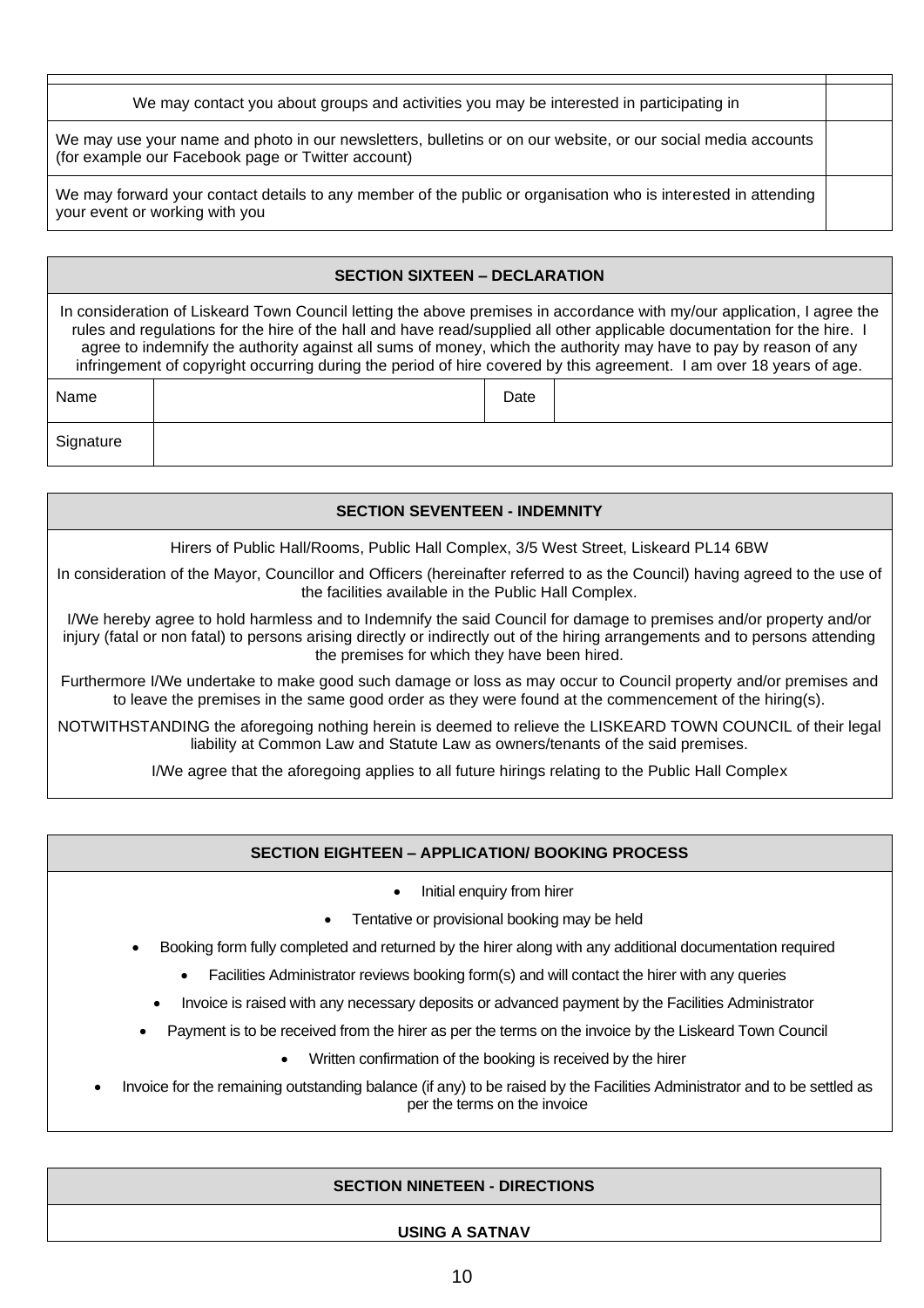| | |
|---|---|
| We may contact you about groups and activities you may be interested in participating in | |
| We may use your name and photo in our newsletters, bulletins or on our website, or our social media accounts (for example our Facebook page or Twitter account) | |
| We may forward your contact details to any member of the public or organisation who is interested in attending your event or working with you | |

## SECTION SIXTEEN – DECLARATION

In consideration of Liskeard Town Council letting the above premises in accordance with my/our application, I agree the rules and regulations for the hire of the hall and have read/supplied all other applicable documentation for the hire. I agree to indemnify the authority against all sums of money, which the authority may have to pay by reason of any infringement of copyright occurring during the period of hire covered by this agreement. I am over 18 years of age.

| Name | | Date | |
|---|---|---|---|
| Signature | | | |

## SECTION SEVENTEEN - INDEMNITY

Hirers of Public Hall/Rooms, Public Hall Complex, 3/5 West Street, Liskeard PL14 6BW

In consideration of the Mayor, Councillor and Officers (hereinafter referred to as the Council) having agreed to the use of the facilities available in the Public Hall Complex.

I/We hereby agree to hold harmless and to Indemnify the said Council for damage to premises and/or property and/or injury (fatal or non fatal) to persons arising directly or indirectly out of the hiring arrangements and to persons attending the premises for which they have been hired.

Furthermore I/We undertake to make good such damage or loss as may occur to Council property and/or premises and to leave the premises in the same good order as they were found at the commencement of the hiring(s).

NOTWITHSTANDING the aforegoing nothing herein is deemed to relieve the LISKEARD TOWN COUNCIL of their legal liability at Common Law and Statute Law as owners/tenants of the said premises.

I/We agree that the aforegoing applies to all future hirings relating to the Public Hall Complex

## SECTION EIGHTEEN – APPLICATION/ BOOKING PROCESS

- Initial enquiry from hirer
- Tentative or provisional booking may be held
- Booking form fully completed and returned by the hirer along with any additional documentation required
- Facilities Administrator reviews booking form(s) and will contact the hirer with any queries
- Invoice is raised with any necessary deposits or advanced payment by the Facilities Administrator
- Payment is to be received from the hirer as per the terms on the invoice by the Liskeard Town Council
- Written confirmation of the booking is received by the hirer
- Invoice for the remaining outstanding balance (if any) to be raised by the Facilities Administrator and to be settled as per the terms on the invoice

## SECTION NINETEEN - DIRECTIONS

**USING A SATNAV**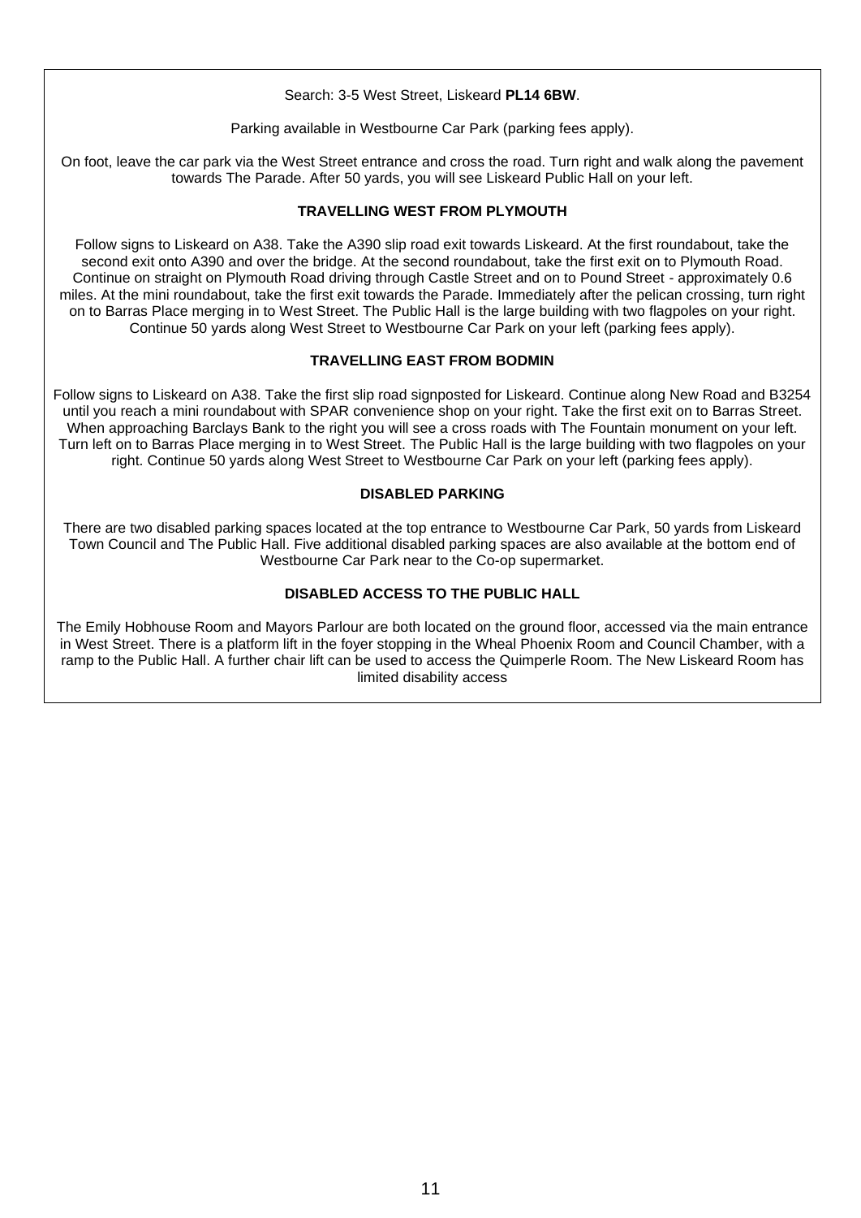Search: 3-5 West Street, Liskeard **PL14 6BW**.

Parking available in Westbourne Car Park (parking fees apply).

On foot, leave the car park via the West Street entrance and cross the road. Turn right and walk along the pavement towards The Parade. After 50 yards, you will see Liskeard Public Hall on your left.

**TRAVELLING WEST FROM PLYMOUTH**

Follow signs to Liskeard on A38. Take the A390 slip road exit towards Liskeard. At the first roundabout, take the second exit onto A390 and over the bridge. At the second roundabout, take the first exit on to Plymouth Road. Continue on straight on Plymouth Road driving through Castle Street and on to Pound Street - approximately 0.6 miles. At the mini roundabout, take the first exit towards the Parade. Immediately after the pelican crossing, turn right on to Barras Place merging in to West Street. The Public Hall is the large building with two flagpoles on your right. Continue 50 yards along West Street to Westbourne Car Park on your left (parking fees apply).

**TRAVELLING EAST FROM BODMIN**

Follow signs to Liskeard on A38. Take the first slip road signposted for Liskeard. Continue along New Road and B3254 until you reach a mini roundabout with SPAR convenience shop on your right. Take the first exit on to Barras Street. When approaching Barclays Bank to the right you will see a cross roads with The Fountain monument on your left. Turn left on to Barras Place merging in to West Street. The Public Hall is the large building with two flagpoles on your right. Continue 50 yards along West Street to Westbourne Car Park on your left (parking fees apply).

**DISABLED PARKING**

There are two disabled parking spaces located at the top entrance to Westbourne Car Park, 50 yards from Liskeard Town Council and The Public Hall. Five additional disabled parking spaces are also available at the bottom end of Westbourne Car Park near to the Co-op supermarket.

**DISABLED ACCESS TO THE PUBLIC HALL**

The Emily Hobhouse Room and Mayors Parlour are both located on the ground floor, accessed via the main entrance in West Street. There is a platform lift in the foyer stopping in the Wheal Phoenix Room and Council Chamber, with a ramp to the Public Hall. A further chair lift can be used to access the Quimperle Room. The New Liskeard Room has limited disability access